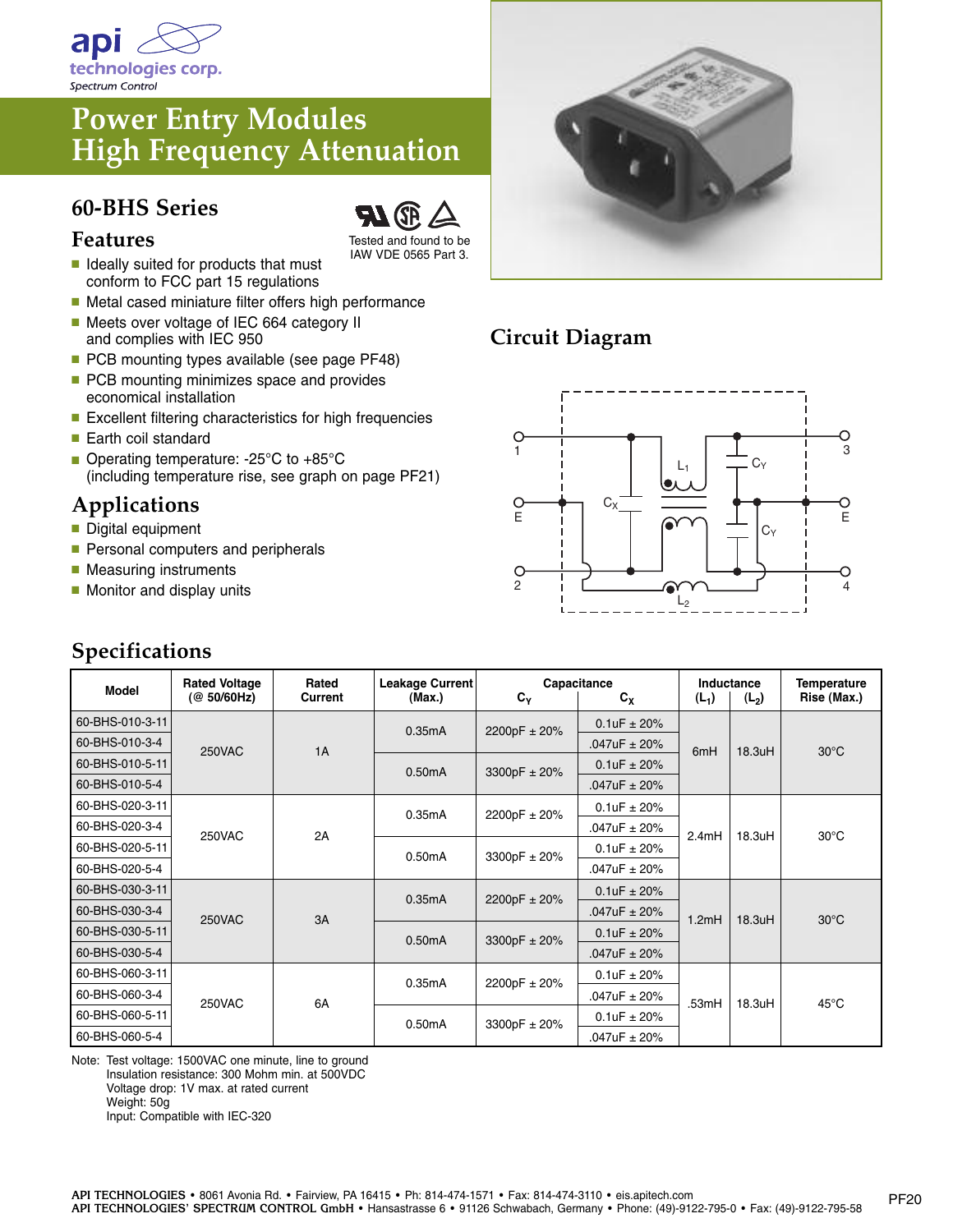api technologies corp.
Spectrum Control

# Power Entry Modules
# High Frequency Attenuation

## 60-BHS Series

Tested and found to be IAW VDE 0565 Part 3.

### Features

- Ideally suited for products that must conform to FCC part 15 regulations
- Metal cased miniature filter offers high performance
- Meets over voltage of IEC 664 category II and complies with IEC 950
- PCB mounting types available (see page PF48)
- PCB mounting minimizes space and provides economical installation
- Excellent filtering characteristics for high frequencies
- Earth coil standard
- Operating temperature: -25°C to +85°C (including temperature rise, see graph on page PF21)

### Applications

- Digital equipment
- Personal computers and peripherals
- Measuring instruments
- Monitor and display units

## Circuit Diagram

## Specifications

| Model | Rated Voltage (@ 50/60Hz) | Rated Current | Leakage Current (Max.) | Capacitance $C_Y$ | Capacitance $C_X$ | Inductance ($L_1$) | Inductance ($L_2$) | Temperature Rise (Max.) |
|---|---|---|---|---|---|---|---|---|
| 60-BHS-010-3-11 | 250VAC | 1A | 0.35mA | 2200pF ± 20% | 0.1uF ± 20% | 6mH | 18.3uH | 30°C |
| 60-BHS-010-3-4 | | | | | .047uF ± 20% | | | |
| 60-BHS-010-5-11 | | | 0.50mA | 3300pF ± 20% | 0.1uF ± 20% | | | |
| 60-BHS-010-5-4 | | | | | .047uF ± 20% | | | |
| 60-BHS-020-3-11 | 250VAC | 2A | 0.35mA | 2200pF ± 20% | 0.1uF ± 20% | 2.4mH | 18.3uH | 30°C |
| 60-BHS-020-3-4 | | | | | .047uF ± 20% | | | |
| 60-BHS-020-5-11 | | | 0.50mA | 3300pF ± 20% | 0.1uF ± 20% | | | |
| 60-BHS-020-5-4 | | | | | .047uF ± 20% | | | |
| 60-BHS-030-3-11 | 250VAC | 3A | 0.35mA | 2200pF ± 20% | 0.1uF ± 20% | 1.2mH | 18.3uH | 30°C |
| 60-BHS-030-3-4 | | | | | .047uF ± 20% | | | |
| 60-BHS-030-5-11 | | | 0.50mA | 3300pF ± 20% | 0.1uF ± 20% | | | |
| 60-BHS-030-5-4 | | | | | .047uF ± 20% | | | |
| 60-BHS-060-3-11 | 250VAC | 6A | 0.35mA | 2200pF ± 20% | 0.1uF ± 20% | .53mH | 18.3uH | 45°C |
| 60-BHS-060-3-4 | | | | | .047uF ± 20% | | | |
| 60-BHS-060-5-11 | | | 0.50mA | 3300pF ± 20% | 0.1uF ± 20% | | | |
| 60-BHS-060-5-4 | | | | | .047uF ± 20% | | | |

Note: Test voltage: 1500VAC one minute, line to ground
Insulation resistance: 300 Mohm min. at 500VDC
Voltage drop: 1V max. at rated current
Weight: 50g
Input: Compatible with IEC-320

API TECHNOLOGIES • 8061 Avonia Rd. • Fairview, PA 16415 • Ph: 814-474-1571 • Fax: 814-474-3110 • eis.apitech.com
API TECHNOLOGIES' SPECTRUM CONTROL GmbH • Hansastrasse 6 • 91126 Schwabach, Germany • Phone: (49)-9122-795-0 • Fax: (49)-9122-795-58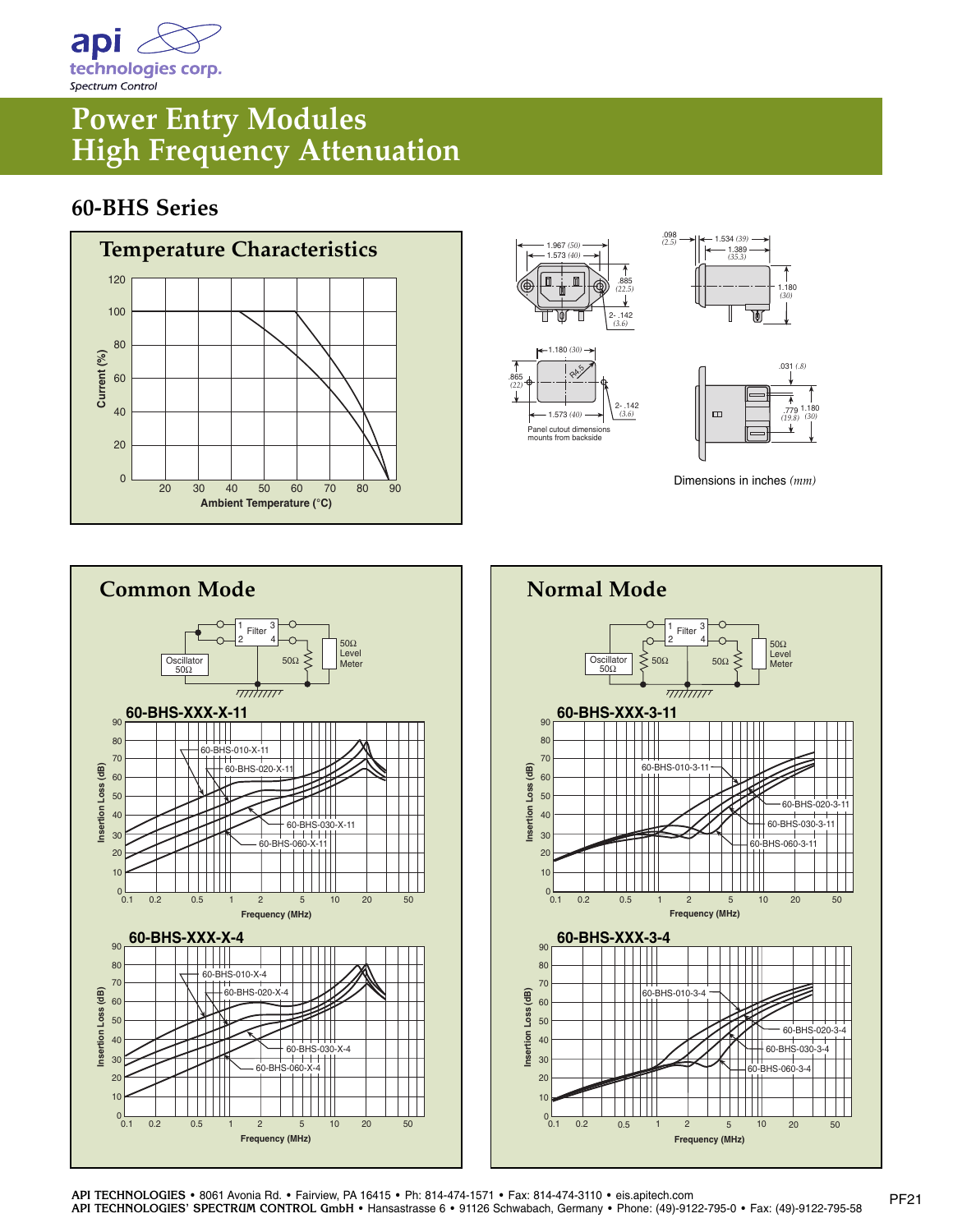# Power Entry Modules
# High Frequency Attenuation

## 60-BHS Series

### Temperature Characteristics

Current (%)
120
100
80
60
40
20
0
20 30 40 50 60 70 80 90
Ambient Temperature (°C)

1.967 (50)
1.573 (40)
.885 (22.5)
2- .142 (3.6)
.098 (2.5)
1.534 (39)
1.389 (35.3)
1.180 (30)
1.180 (30)
.865 (22)
R4.5
1.573 (40)
2- .142 (3.6)
Panel cutout dimensions mounts from backside
.031 (.8)
.779 (19.8)
1.180 (30)

Dimensions in inches *(mm)*

### Common Mode

Filter 1 2 3 4
Oscillator 50Ω
50Ω
50Ω Level Meter

**60-BHS-XXX-X-11**

Insertion Loss (dB)
Frequency (MHz)
0.1 0.2 0.5 1 2 5 10 20 50
60-BHS-010-X-11
60-BHS-020-X-11
60-BHS-030-X-11
60-BHS-060-X-11

**60-BHS-XXX-X-4**

Insertion Loss (dB)
Frequency (MHz)
0.1 0.2 0.5 1 2 5 10 20 50
60-BHS-010-X-4
60-BHS-020-X-4
60-BHS-030-X-4
60-BHS-060-X-4

### Normal Mode

Filter 1 2 3 4
Oscillator 50Ω
50Ω
50Ω
50Ω Level Meter

**60-BHS-XXX-3-11**

Insertion Loss (dB)
Frequency (MHz)
0.1 0.2 0.5 1 2 5 10 20 50
60-BHS-010-3-11
60-BHS-020-3-11
60-BHS-030-3-11
60-BHS-060-3-11

**60-BHS-XXX-3-4**

Insertion Loss (dB)
Frequency (MHz)
0.1 0.2 0.5 1 2 5 10 20 50
60-BHS-010-3-4
60-BHS-020-3-4
60-BHS-030-3-4
60-BHS-060-3-4

**API TECHNOLOGIES** • 8061 Avonia Rd. • Fairview, PA 16415 • Ph: 814-474-1571 • Fax: 814-474-3110 • eis.apitech.com
**API TECHNOLOGIES' SPECTRUM CONTROL GmbH** • Hansastrasse 6 • 91126 Schwabach, Germany • Phone: (49)-9122-795-0 • Fax: (49)-9122-795-58